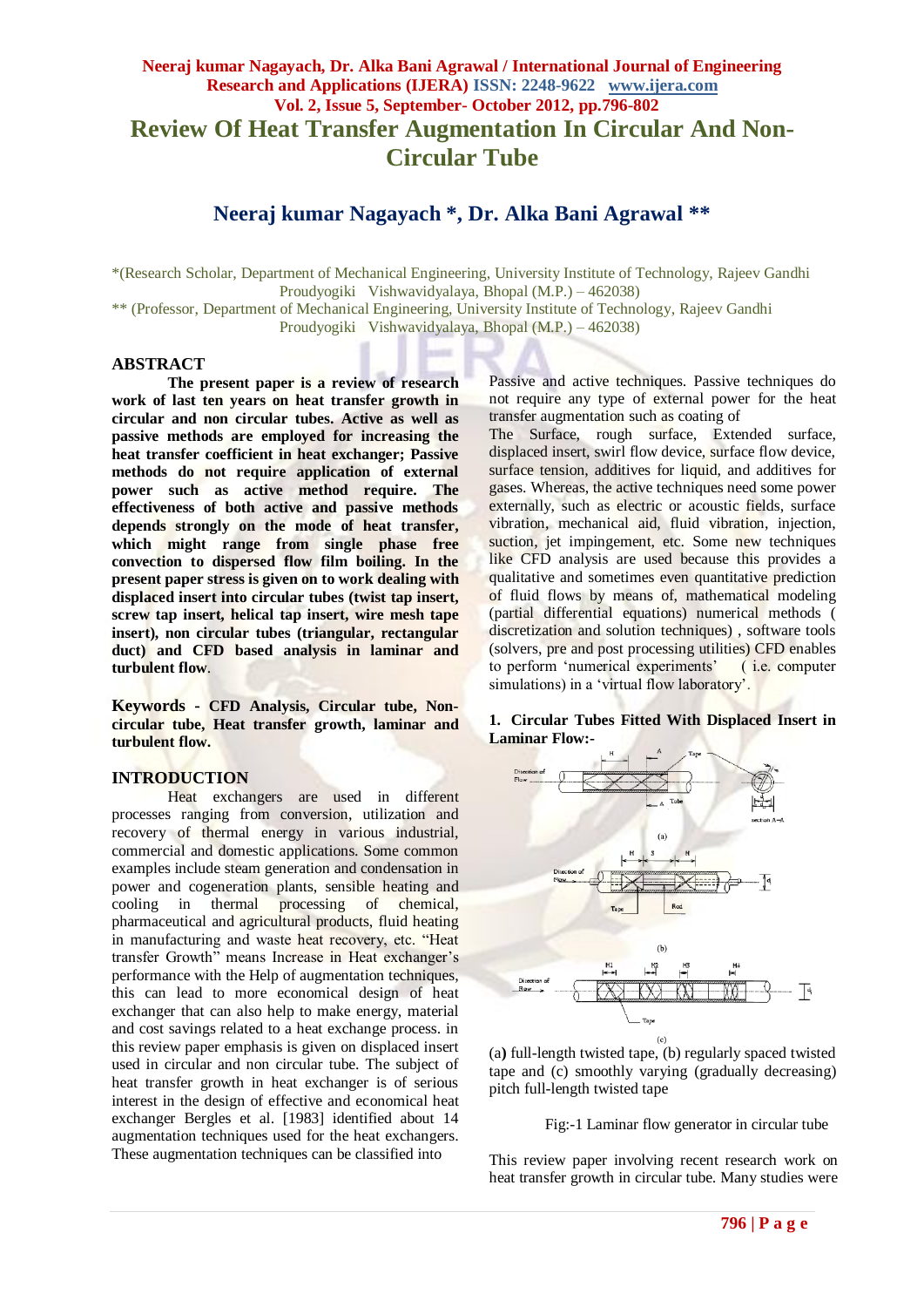# Review Of Heat Transfer Augmentation In Circular And Non-Circular Tube

## Neeraj kumar Nagayach *, Dr. Alka Bani Agrawal **

*(Research Scholar, Department of Mechanical Engineering, University Institute of Technology, Rajeev Gandhi Proudyogiki Vishwavidyalaya, Bhopal (M.P.) – 462038)
** (Professor, Department of Mechanical Engineering, University Institute of Technology, Rajeev Gandhi Proudyogiki Vishwavidyalaya, Bhopal (M.P.) – 462038)

## ABSTRACT

**The present paper is a review of research work of last ten years on heat transfer growth in circular and non circular tubes. Active as well as passive methods are employed for increasing the heat transfer coefficient in heat exchanger; Passive methods do not require application of external power such as active method require. The effectiveness of both active and passive methods depends strongly on the mode of heat transfer, which might range from single phase free convection to dispersed flow film boiling. In the present paper stress is given on to work dealing with displaced insert into circular tubes (twist tap insert, screw tap insert, helical tap insert, wire mesh tape insert), non circular tubes (triangular, rectangular duct) and CFD based analysis in laminar and turbulent flow**.

**Keywords - CFD Analysis, Circular tube, Non-circular tube, Heat transfer growth, laminar and turbulent flow.**

## INTRODUCTION

Heat exchangers are used in different processes ranging from conversion, utilization and recovery of thermal energy in various industrial, commercial and domestic applications. Some common examples include steam generation and condensation in power and cogeneration plants, sensible heating and cooling in thermal processing of chemical, pharmaceutical and agricultural products, fluid heating in manufacturing and waste heat recovery, etc. "Heat transfer Growth" means Increase in Heat exchanger's performance with the Help of augmentation techniques, this can lead to more economical design of heat exchanger that can also help to make energy, material and cost savings related to a heat exchange process. in this review paper emphasis is given on displaced insert used in circular and non circular tube. The subject of heat transfer growth in heat exchanger is of serious interest in the design of effective and economical heat exchanger Bergles et al. [1983] identified about 14 augmentation techniques used for the heat exchangers. These augmentation techniques can be classified into Passive and active techniques. Passive techniques do not require any type of external power for the heat transfer augmentation such as coating of The Surface, rough surface, Extended surface, displaced insert, swirl flow device, surface flow device, surface tension, additives for liquid, and additives for gases. Whereas, the active techniques need some power externally, such as electric or acoustic fields, surface vibration, mechanical aid, fluid vibration, injection, suction, jet impingement, etc. Some new techniques like CFD analysis are used because this provides a qualitative and sometimes even quantitative prediction of fluid flows by means of, mathematical modeling (partial differential equations) numerical methods ( discretization and solution techniques) , software tools (solvers, pre and post processing utilities) CFD enables to perform 'numerical experiments' ( i.e. computer simulations) in a 'virtual flow laboratory'.

### 1. Circular Tubes Fitted With Displaced Insert in Laminar Flow:-

(a) full-length twisted tape, (b) regularly spaced twisted tape and (c) smoothly varying (gradually decreasing) pitch full-length twisted tape

Fig:-1 Laminar flow generator in circular tube

This review paper involving recent research work on heat transfer growth in circular tube. Many studies were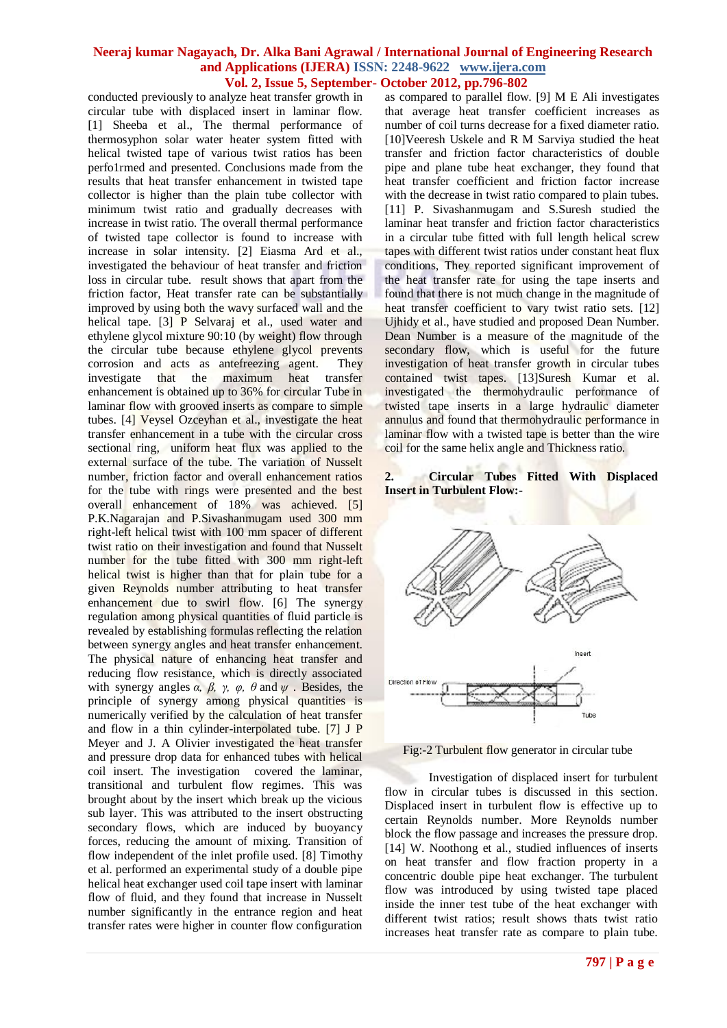conducted previously to analyze heat transfer growth in circular tube with displaced insert in laminar flow. [1] Sheeba et al., The thermal performance of thermosyphon solar water heater system fitted with helical twisted tape of various twist ratios has been perfo1rmed and presented. Conclusions made from the results that heat transfer enhancement in twisted tape collector is higher than the plain tube collector with minimum twist ratio and gradually decreases with increase in twist ratio. The overall thermal performance of twisted tape collector is found to increase with increase in solar intensity. [2] Eiasma Ard et al., investigated the behaviour of heat transfer and friction loss in circular tube. result shows that apart from the friction factor, Heat transfer rate can be substantially improved by using both the wavy surfaced wall and the helical tape. [3] P Selvaraj et al., used water and ethylene glycol mixture 90:10 (by weight) flow through the circular tube because ethylene glycol prevents corrosion and acts as antefreezing agent. They investigate that the maximum heat transfer enhancement is obtained up to 36% for circular Tube in laminar flow with grooved inserts as compare to simple tubes. [4] Veysel Ozceyhan et al., investigate the heat transfer enhancement in a tube with the circular cross sectional ring, uniform heat flux was applied to the external surface of the tube. The variation of Nusselt number, friction factor and overall enhancement ratios for the tube with rings were presented and the best overall enhancement of 18% was achieved. [5] P.K.Nagarajan and P.Sivashanmugam used 300 mm right-left helical twist with 100 mm spacer of different twist ratio on their investigation and found that Nusselt number for the tube fitted with 300 mm right-left helical twist is higher than that for plain tube for a given Reynolds number attributing to heat transfer enhancement due to swirl flow. [6] The synergy regulation among physical quantities of fluid particle is revealed by establishing formulas reflecting the relation between synergy angles and heat transfer enhancement. The physical nature of enhancing heat transfer and reducing flow resistance, which is directly associated with synergy angles $\alpha$, $\beta$, $\gamma$, $\varphi$, $\theta$ and $\psi$ . Besides, the principle of synergy among physical quantities is numerically verified by the calculation of heat transfer and flow in a thin cylinder-interpolated tube. [7] J P Meyer and J. A Olivier investigated the heat transfer and pressure drop data for enhanced tubes with helical coil insert. The investigation covered the laminar, transitional and turbulent flow regimes. This was brought about by the insert which break up the vicious sub layer. This was attributed to the insert obstructing secondary flows, which are induced by buoyancy forces, reducing the amount of mixing. Transition of flow independent of the inlet profile used. [8] Timothy et al. performed an experimental study of a double pipe helical heat exchanger used coil tape insert with laminar flow of fluid, and they found that increase in Nusselt number significantly in the entrance region and heat transfer rates were higher in counter flow configuration as compared to parallel flow. [9] M E Ali investigates that average heat transfer coefficient increases as number of coil turns decrease for a fixed diameter ratio. [10]Veeresh Uskele and R M Sarviya studied the heat transfer and friction factor characteristics of double pipe and plane tube heat exchanger, they found that heat transfer coefficient and friction factor increase with the decrease in twist ratio compared to plain tubes. [11] P. Sivashanmugam and S.Suresh studied the laminar heat transfer and friction factor characteristics in a circular tube fitted with full length helical screw tapes with different twist ratios under constant heat flux conditions, They reported significant improvement of the heat transfer rate for using the tape inserts and found that there is not much change in the magnitude of heat transfer coefficient to vary twist ratio sets. [12] Ujhidy et al., have studied and proposed Dean Number. Dean Number is a measure of the magnitude of the secondary flow, which is useful for the future investigation of heat transfer growth in circular tubes contained twist tapes. [13]Suresh Kumar et al. investigated the thermohydraulic performance of twisted tape inserts in a large hydraulic diameter annulus and found that thermohydraulic performance in laminar flow with a twisted tape is better than the wire coil for the same helix angle and Thickness ratio.

## 2. Circular Tubes Fitted With Displaced Insert in Turbulent Flow:-

Fig:-2 Turbulent flow generator in circular tube

Investigation of displaced insert for turbulent flow in circular tubes is discussed in this section. Displaced insert in turbulent flow is effective up to certain Reynolds number. More Reynolds number block the flow passage and increases the pressure drop. [14] W. Noothong et al., studied influences of inserts on heat transfer and flow fraction property in a concentric double pipe heat exchanger. The turbulent flow was introduced by using twisted tape placed inside the inner test tube of the heat exchanger with different twist ratios; result shows thats twist ratio increases heat transfer rate as compare to plain tube.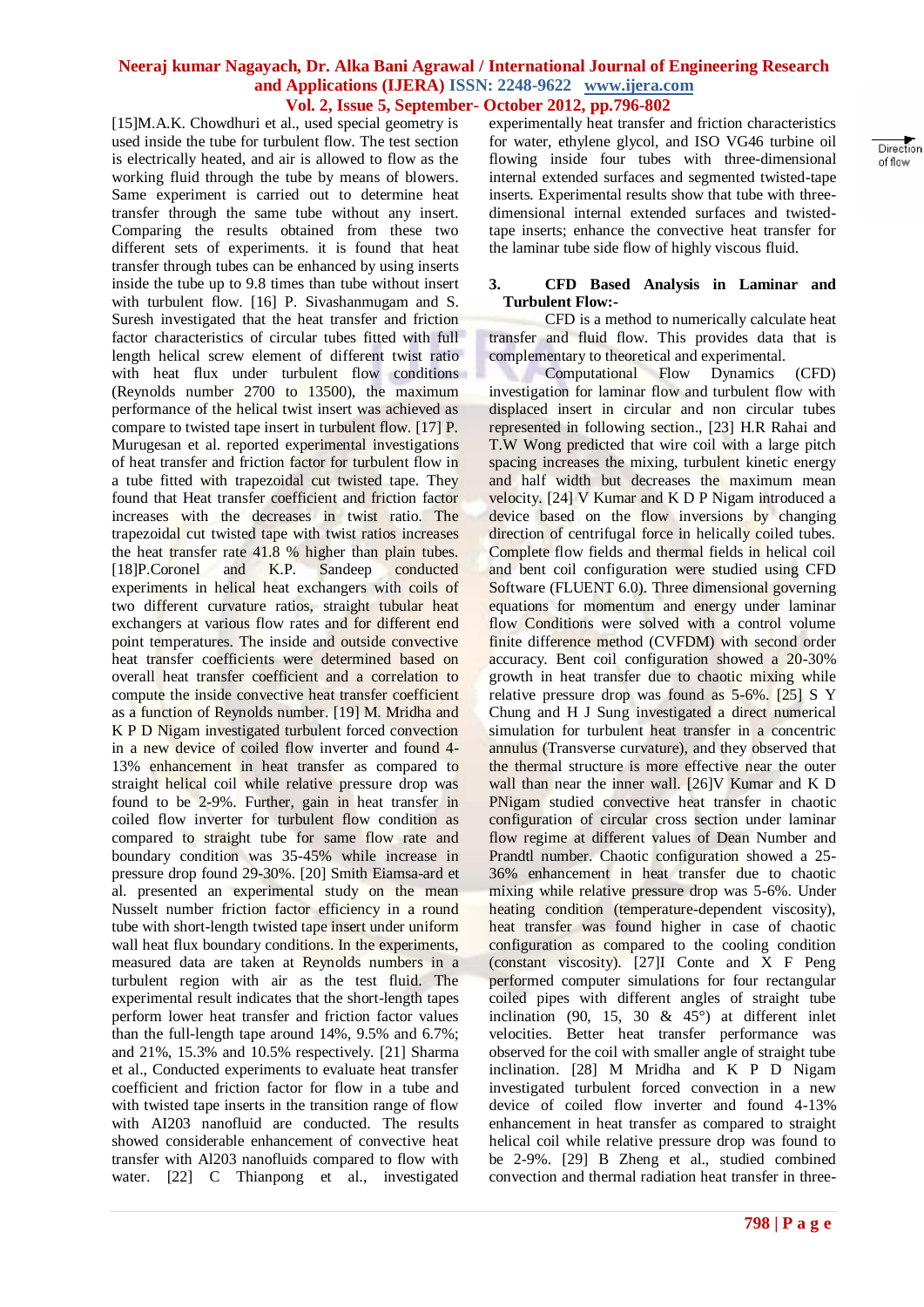[15]M.A.K. Chowdhuri et al., used special geometry is used inside the tube for turbulent flow. The test section is electrically heated, and air is allowed to flow as the working fluid through the tube by means of blowers. Same experiment is carried out to determine heat transfer through the same tube without any insert. Comparing the results obtained from these two different sets of experiments. it is found that heat transfer through tubes can be enhanced by using inserts inside the tube up to 9.8 times than tube without insert with turbulent flow. [16] P. Sivashanmugam and S. Suresh investigated that the heat transfer and friction factor characteristics of circular tubes fitted with full length helical screw element of different twist ratio with heat flux under turbulent flow conditions (Reynolds number 2700 to 13500), the maximum performance of the helical twist insert was achieved as compare to twisted tape insert in turbulent flow. [17] P. Murugesan et al. reported experimental investigations of heat transfer and friction factor for turbulent flow in a tube fitted with trapezoidal cut twisted tape. They found that Heat transfer coefficient and friction factor increases with the decreases in twist ratio. The trapezoidal cut twisted tape with twist ratios increases the heat transfer rate 41.8 % higher than plain tubes. [18]P.Coronel and K.P. Sandeep conducted experiments in helical heat exchangers with coils of two different curvature ratios, straight tubular heat exchangers at various flow rates and for different end point temperatures. The inside and outside convective heat transfer coefficients were determined based on overall heat transfer coefficient and a correlation to compute the inside convective heat transfer coefficient as a function of Reynolds number. [19] M. Mridha and K P D Nigam investigated turbulent forced convection in a new device of coiled flow inverter and found 4-13% enhancement in heat transfer as compared to straight helical coil while relative pressure drop was found to be 2-9%. Further, gain in heat transfer in coiled flow inverter for turbulent flow condition as compared to straight tube for same flow rate and boundary condition was 35-45% while increase in pressure drop found 29-30%. [20] Smith Eiamsa-ard et al. presented an experimental study on the mean Nusselt number friction factor efficiency in a round tube with short-length twisted tape insert under uniform wall heat flux boundary conditions. In the experiments, measured data are taken at Reynolds numbers in a turbulent region with air as the test fluid. The experimental result indicates that the short-length tapes perform lower heat transfer and friction factor values than the full-length tape around 14%, 9.5% and 6.7%; and 21%, 15.3% and 10.5% respectively. [21] Sharma et al., Conducted experiments to evaluate heat transfer coefficient and friction factor for flow in a tube and with twisted tape inserts in the transition range of flow with AI203 nanofluid are conducted. The results showed considerable enhancement of convective heat transfer with Al203 nanofluids compared to flow with water. [22] C Thianpong et al., investigated experimentally heat transfer and friction characteristics for water, ethylene glycol, and ISO VG46 turbine oil flowing inside four tubes with three-dimensional internal extended surfaces and segmented twisted-tape inserts. Experimental results show that tube with three-dimensional internal extended surfaces and twisted-tape inserts; enhance the convective heat transfer for the laminar tube side flow of highly viscous fluid.

## 3. CFD Based Analysis in Laminar and Turbulent Flow:-

CFD is a method to numerically calculate heat transfer and fluid flow. This provides data that is complementary to theoretical and experimental.

Computational Flow Dynamics (CFD) investigation for laminar flow and turbulent flow with displaced insert in circular and non circular tubes represented in following section., [23] H.R Rahai and T.W Wong predicted that wire coil with a large pitch spacing increases the mixing, turbulent kinetic energy and half width but decreases the maximum mean velocity. [24] V Kumar and K D P Nigam introduced a device based on the flow inversions by changing direction of centrifugal force in helically coiled tubes. Complete flow fields and thermal fields in helical coil and bent coil configuration were studied using CFD Software (FLUENT 6.0). Three dimensional governing equations for momentum and energy under laminar flow Conditions were solved with a control volume finite difference method (CVFDM) with second order accuracy. Bent coil configuration showed a 20-30% growth in heat transfer due to chaotic mixing while relative pressure drop was found as 5-6%. [25] S Y Chung and H J Sung investigated a direct numerical simulation for turbulent heat transfer in a concentric annulus (Transverse curvature), and they observed that the thermal structure is more effective near the outer wall than near the inner wall. [26]V Kumar and K D PNigam studied convective heat transfer in chaotic configuration of circular cross section under laminar flow regime at different values of Dean Number and Prandtl number. Chaotic configuration showed a 25-36% enhancement in heat transfer due to chaotic mixing while relative pressure drop was 5-6%. Under heating condition (temperature-dependent viscosity), heat transfer was found higher in case of chaotic configuration as compared to the cooling condition (constant viscosity). [27]I Conte and X F Peng performed computer simulations for four rectangular coiled pipes with different angles of straight tube inclination (90, 15, 30 & 45°) at different inlet velocities. Better heat transfer performance was observed for the coil with smaller angle of straight tube inclination. [28] M Mridha and K P D Nigam investigated turbulent forced convection in a new device of coiled flow inverter and found 4-13% enhancement in heat transfer as compared to straight helical coil while relative pressure drop was found to be 2-9%. [29] B Zheng et al., studied combined convection and thermal radiation heat transfer in three-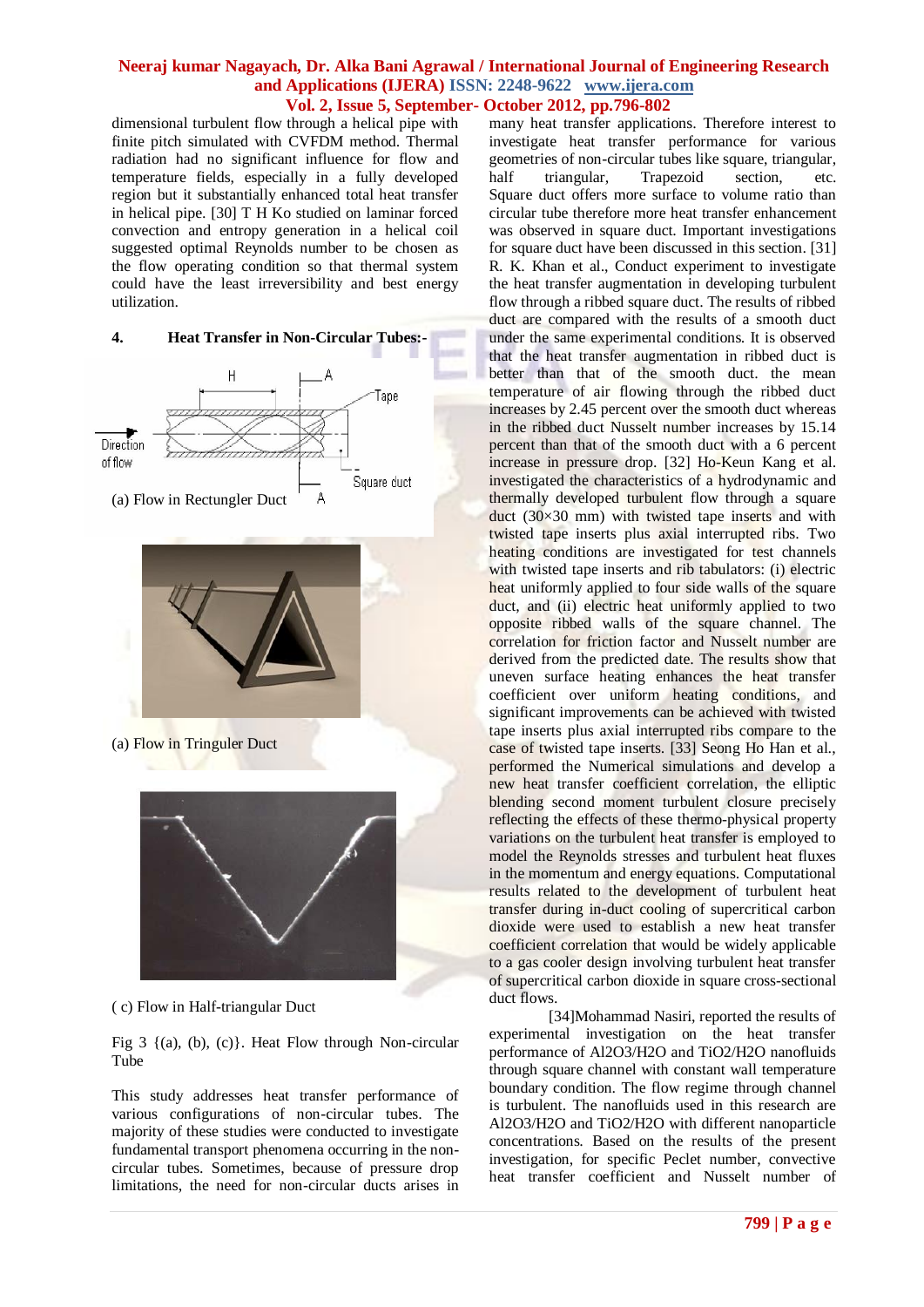dimensional turbulent flow through a helical pipe with finite pitch simulated with CVFDM method. Thermal radiation had no significant influence for flow and temperature fields, especially in a fully developed region but it substantially enhanced total heat transfer in helical pipe. [30] T H Ko studied on laminar forced convection and entropy generation in a helical coil suggested optimal Reynolds number to be chosen as the flow operating condition so that thermal system could have the least irreversibility and best energy utilization.

## 4. Heat Transfer in Non-Circular Tubes:-

(a) Flow in Rectungler Duct

(a) Flow in Tringuler Duct

( c) Flow in Half-triangular Duct

Fig 3 {(a), (b), (c)}. Heat Flow through Non-circular Tube

This study addresses heat transfer performance of various configurations of non-circular tubes. The majority of these studies were conducted to investigate fundamental transport phenomena occurring in the non-circular tubes. Sometimes, because of pressure drop limitations, the need for non-circular ducts arises in many heat transfer applications. Therefore interest to investigate heat transfer performance for various geometries of non-circular tubes like square, triangular, half triangular, Trapezoid section, etc. Square duct offers more surface to volume ratio than circular tube therefore more heat transfer enhancement was observed in square duct. Important investigations for square duct have been discussed in this section. [31] R. K. Khan et al., Conduct experiment to investigate the heat transfer augmentation in developing turbulent flow through a ribbed square duct. The results of ribbed duct are compared with the results of a smooth duct under the same experimental conditions. It is observed that the heat transfer augmentation in ribbed duct is better than that of the smooth duct. the mean temperature of air flowing through the ribbed duct increases by 2.45 percent over the smooth duct whereas in the ribbed duct Nusselt number increases by 15.14 percent than that of the smooth duct with a 6 percent increase in pressure drop. [32] Ho-Keun Kang et al. investigated the characteristics of a hydrodynamic and thermally developed turbulent flow through a square duct (30×30 mm) with twisted tape inserts and with twisted tape inserts plus axial interrupted ribs. Two heating conditions are investigated for test channels with twisted tape inserts and rib tabulators: (i) electric heat uniformly applied to four side walls of the square duct, and (ii) electric heat uniformly applied to two opposite ribbed walls of the square channel. The correlation for friction factor and Nusselt number are derived from the predicted date. The results show that uneven surface heating enhances the heat transfer coefficient over uniform heating conditions, and significant improvements can be achieved with twisted tape inserts plus axial interrupted ribs compare to the case of twisted tape inserts. [33] Seong Ho Han et al., performed the Numerical simulations and develop a new heat transfer coefficient correlation, the elliptic blending second moment turbulent closure precisely reflecting the effects of these thermo-physical property variations on the turbulent heat transfer is employed to model the Reynolds stresses and turbulent heat fluxes in the momentum and energy equations. Computational results related to the development of turbulent heat transfer during in-duct cooling of supercritical carbon dioxide were used to establish a new heat transfer coefficient correlation that would be widely applicable to a gas cooler design involving turbulent heat transfer of supercritical carbon dioxide in square cross-sectional duct flows.

[34]Mohammad Nasiri, reported the results of experimental investigation on the heat transfer performance of $Al_2O_3/H_2O$ and $TiO_2/H_2O$ nanofluids through square channel with constant wall temperature boundary condition. The flow regime through channel is turbulent. The nanofluids used in this research are $Al_2O_3/H_2O$ and $TiO_2/H_2O$ with different nanoparticle concentrations. Based on the results of the present investigation, for specific Peclet number, convective heat transfer coefficient and Nusselt number of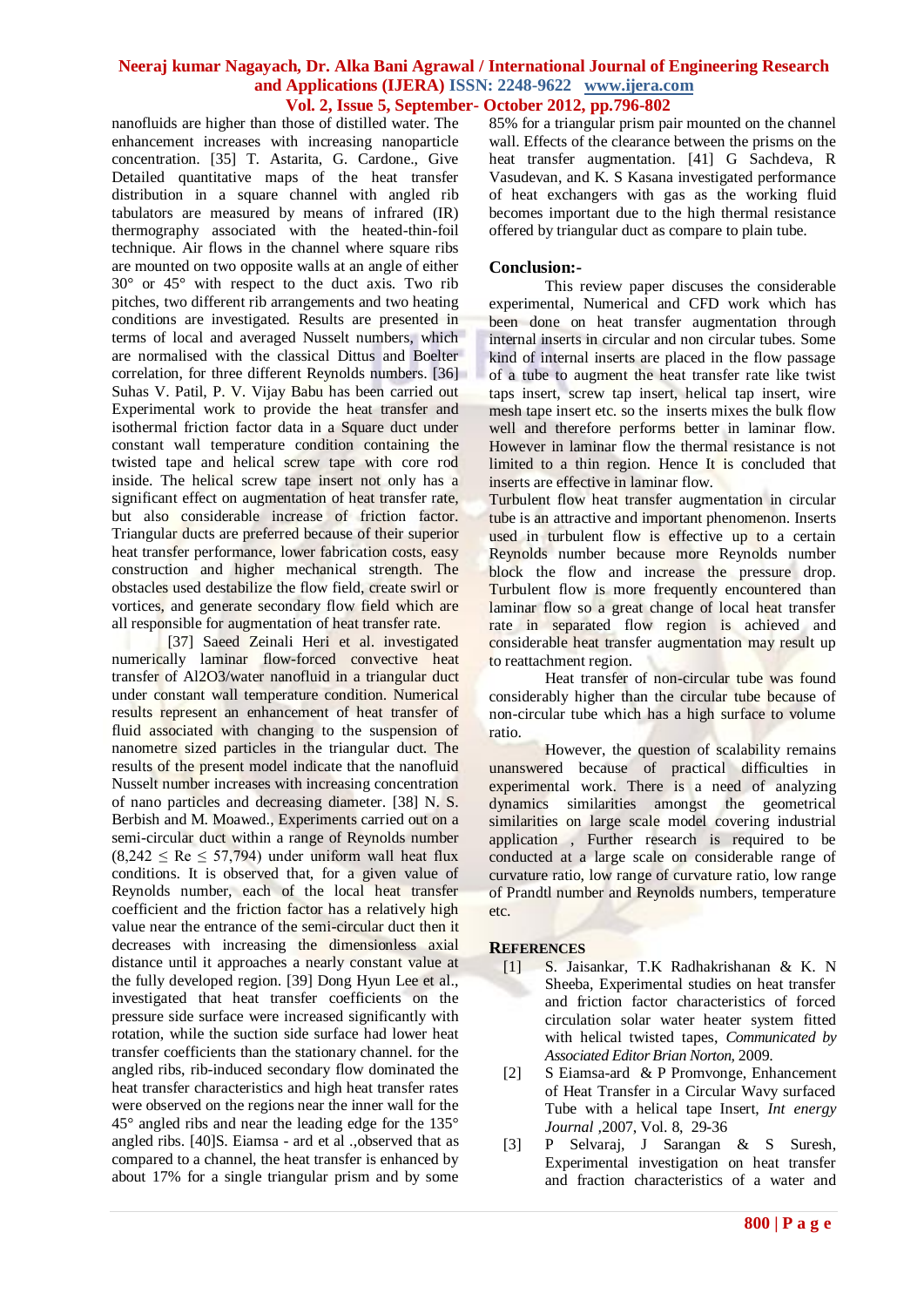nanofluids are higher than those of distilled water. The enhancement increases with increasing nanoparticle concentration. [35] T. Astarita, G. Cardone., Give Detailed quantitative maps of the heat transfer distribution in a square channel with angled rib tabulators are measured by means of infrared (IR) thermography associated with the heated-thin-foil technique. Air flows in the channel where square ribs are mounted on two opposite walls at an angle of either 30° or 45° with respect to the duct axis. Two rib pitches, two different rib arrangements and two heating conditions are investigated. Results are presented in terms of local and averaged Nusselt numbers, which are normalised with the classical Dittus and Boelter correlation, for three different Reynolds numbers. [36] Suhas V. Patil, P. V. Vijay Babu has been carried out Experimental work to provide the heat transfer and isothermal friction factor data in a Square duct under constant wall temperature condition containing the twisted tape and helical screw tape with core rod inside. The helical screw tape insert not only has a significant effect on augmentation of heat transfer rate, but also considerable increase of friction factor. Triangular ducts are preferred because of their superior heat transfer performance, lower fabrication costs, easy construction and higher mechanical strength. The obstacles used destabilize the flow field, create swirl or vortices, and generate secondary flow field which are all responsible for augmentation of heat transfer rate.

[37] Saeed Zeinali Heri et al. investigated numerically laminar flow-forced convective heat transfer of $Al_2O_3$/water nanofluid in a triangular duct under constant wall temperature condition. Numerical results represent an enhancement of heat transfer of fluid associated with changing to the suspension of nanometre sized particles in the triangular duct. The results of the present model indicate that the nanofluid Nusselt number increases with increasing concentration of nano particles and decreasing diameter. [38] N. S. Berbish and M. Moawed., Experiments carried out on a semi-circular duct within a range of Reynolds number ($8,242 \leq Re \leq 57,794$) under uniform wall heat flux conditions. It is observed that, for a given value of Reynolds number, each of the local heat transfer coefficient and the friction factor has a relatively high value near the entrance of the semi-circular duct then it decreases with increasing the dimensionless axial distance until it approaches a nearly constant value at the fully developed region. [39] Dong Hyun Lee et al., investigated that heat transfer coefficients on the pressure side surface were increased significantly with rotation, while the suction side surface had lower heat transfer coefficients than the stationary channel. for the angled ribs, rib-induced secondary flow dominated the heat transfer characteristics and high heat transfer rates were observed on the regions near the inner wall for the 45° angled ribs and near the leading edge for the 135° angled ribs. [40]S. Eiamsa - ard et al .,observed that as compared to a channel, the heat transfer is enhanced by about 17% for a single triangular prism and by some 85% for a triangular prism pair mounted on the channel wall. Effects of the clearance between the prisms on the heat transfer augmentation. [41] G Sachdeva, R Vasudevan, and K. S Kasana investigated performance of heat exchangers with gas as the working fluid becomes important due to the high thermal resistance offered by triangular duct as compare to plain tube.

## Conclusion:-

This review paper discuses the considerable experimental, Numerical and CFD work which has been done on heat transfer augmentation through internal inserts in circular and non circular tubes. Some kind of internal inserts are placed in the flow passage of a tube to augment the heat transfer rate like twist taps insert, screw tap insert, helical tap insert, wire mesh tape insert etc. so the inserts mixes the bulk flow well and therefore performs better in laminar flow. However in laminar flow the thermal resistance is not limited to a thin region. Hence It is concluded that inserts are effective in laminar flow.

Turbulent flow heat transfer augmentation in circular tube is an attractive and important phenomenon. Inserts used in turbulent flow is effective up to a certain Reynolds number because more Reynolds number block the flow and increase the pressure drop. Turbulent flow is more frequently encountered than laminar flow so a great change of local heat transfer rate in separated flow region is achieved and considerable heat transfer augmentation may result up to reattachment region.

Heat transfer of non-circular tube was found considerably higher than the circular tube because of non-circular tube which has a high surface to volume ratio.

However, the question of scalability remains unanswered because of practical difficulties in experimental work. There is a need of analyzing dynamics similarities amongst the geometrical similarities on large scale model covering industrial application , Further research is required to be conducted at a large scale on considerable range of curvature ratio, low range of curvature ratio, low range of Prandtl number and Reynolds numbers, temperature etc.

## REFERENCES

[1] S. Jaisankar, T.K Radhakrishanan & K. N Sheeba, Experimental studies on heat transfer and friction factor characteristics of forced circulation solar water heater system fitted with helical twisted tapes, *Communicated by Associated Editor Brian Norton*, 2009.

[2] S Eiamsa-ard & P Promvonge, Enhancement of Heat Transfer in a Circular Wavy surfaced Tube with a helical tape Insert, *Int energy Journal* ,2007, Vol. 8, 29-36

[3] P Selvaraj, J Sarangan & S Suresh, Experimental investigation on heat transfer and fraction characteristics of a water and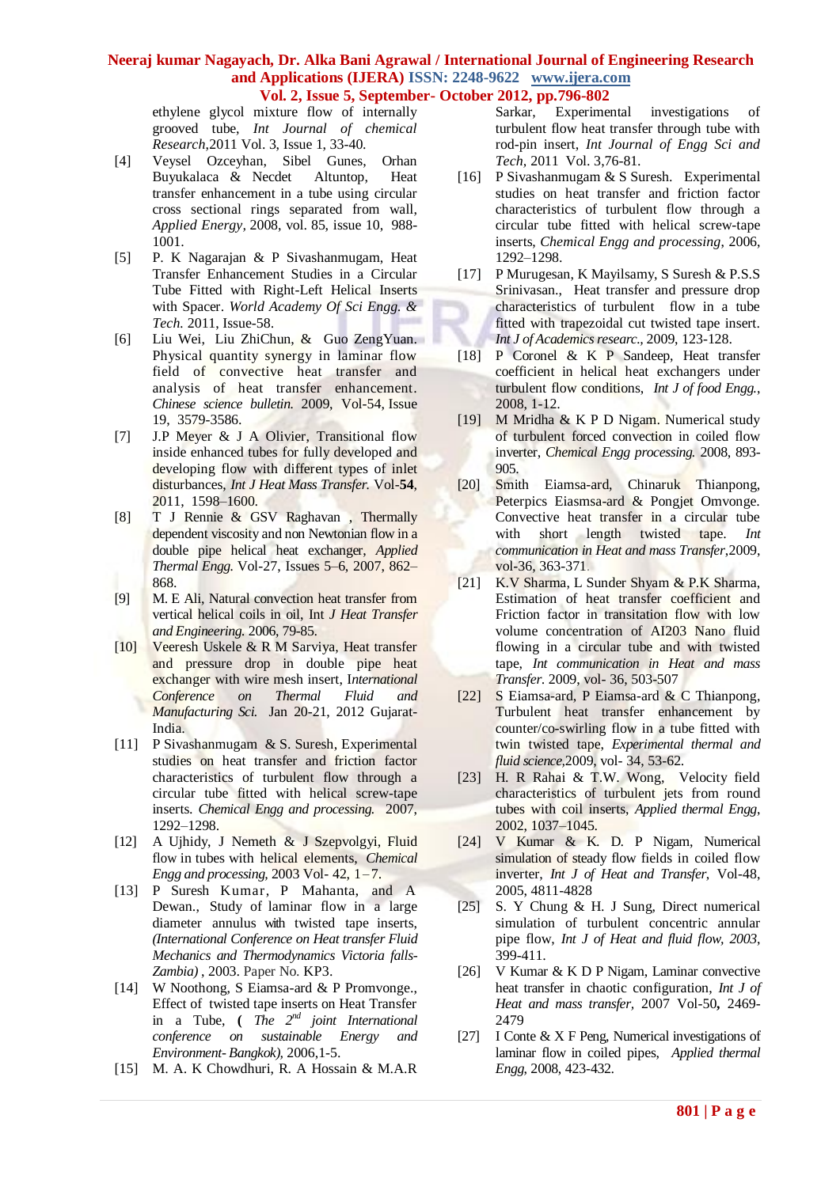ethylene glycol mixture flow of internally grooved tube, *Int Journal of chemical Research*,2011 Vol. 3, Issue 1, 33-40.

[4] Veysel Ozceyhan, Sibel Gunes, Orhan Buyukalaca & Necdet Altuntop, Heat transfer enhancement in a tube using circular cross sectional rings separated from wall, *Applied Energy,* 2008, vol. 85, issue 10, 988-1001.

[5] P. K Nagarajan & P Sivashanmugam, Heat Transfer Enhancement Studies in a Circular Tube Fitted with Right-Left Helical Inserts with Spacer. *World Academy Of Sci Engg. & Tech.* 2011, Issue-58.

[6] Liu Wei, Liu ZhiChun, & Guo ZengYuan. Physical quantity synergy in laminar flow field of convective heat transfer and analysis of heat transfer enhancement. *Chinese science bulletin.* 2009, Vol-54, Issue 19, 3579-3586.

[7] J.P Meyer & J A Olivier, Transitional flow inside enhanced tubes for fully developed and developing flow with different types of inlet disturbances, *Int J Heat Mass Transfer.* Vol-**54**, 2011, 1598–1600.

[8] T J Rennie & GSV Raghavan , Thermally dependent viscosity and non Newtonian flow in a double pipe helical heat exchanger, *Applied Thermal Engg.* Vol-27, Issues 5–6, 2007, 862–868.

[9] M. E Ali, Natural convection heat transfer from vertical helical coils in oil, Int *J Heat Transfer and Engineering.* 2006, 79-85.

[10] Veeresh Uskele & R M Sarviya, Heat transfer and pressure drop in double pipe heat exchanger with wire mesh insert, I*nternational Conference on Thermal Fluid and Manufacturing Sci.* Jan 20-21, 2012 Gujarat-India.

[11] P Sivashanmugam & S. Suresh, Experimental studies on heat transfer and friction factor characteristics of turbulent flow through a circular tube fitted with helical screw-tape inserts. *Chemical Engg and processing.* 2007, 1292–1298.

[12] A Ujhidy, J Nemeth & J Szepvolgyi, Fluid flow in tubes with helical elements, *Chemical Engg and processing,* 2003 Vol- 42, 1 – 7.

[13] P Suresh Kumar, P Mahanta, and A Dewan., Study of laminar flow in a large diameter annulus with twisted tape inserts, *(International Conference on Heat transfer Fluid Mechanics and Thermodynamics Victoria falls-Zambia)* , 2003. Paper No. KP3.

[14] W Noothong, S Eiamsa-ard & P Promvonge., Effect of twisted tape inserts on Heat Transfer in a Tube, ( *The 2nd joint International conference on sustainable Energy and Environment- Bangkok),* 2006,1-5.

[15] M. A. K Chowdhuri, R. A Hossain & M.A.R Sarkar, Experimental investigations of turbulent flow heat transfer through tube with rod-pin insert, *Int Journal of Engg Sci and Tech,* 2011 Vol. 3,76-81.

[16] P Sivashanmugam & S Suresh. Experimental studies on heat transfer and friction factor characteristics of turbulent flow through a circular tube fitted with helical screw-tape inserts, *Chemical Engg and processing*, 2006, 1292–1298.

[17] P Murugesan, K Mayilsamy, S Suresh & P.S.S Srinivasan., Heat transfer and pressure drop characteristics of turbulent flow in a tube fitted with trapezoidal cut twisted tape insert. *Int J of Academics researc.*, 2009, 123-128.

[18] P Coronel & K P Sandeep, Heat transfer coefficient in helical heat exchangers under turbulent flow conditions, *Int J of food Engg.*, 2008, 1-12.

[19] M Mridha & K P D Nigam. Numerical study of turbulent forced convection in coiled flow inverter, *Chemical Engg processing.* 2008, 893-905.

[20] Smith Eiamsa-ard, Chinaruk Thianpong, Peterpics Eiasmsa-ard & Pongjet Omvonge. Convective heat transfer in a circular tube with short length twisted tape. *Int communication in Heat and mass Transfer*,2009, vol-36, 363-371.

[21] K.V Sharma, L Sunder Shyam & P.K Sharma, Estimation of heat transfer coefficient and Friction factor in transitation flow with low volume concentration of AI203 Nano fluid flowing in a circular tube and with twisted tape, *Int communication in Heat and mass Transfer.* 2009, vol- 36, 503-507

[22] S Eiamsa-ard, P Eiamsa-ard & C Thianpong, Turbulent heat transfer enhancement by counter/co-swirling flow in a tube fitted with twin twisted tape, *Experimental thermal and fluid science*,2009, vol- 34, 53-62.

[23] H. R Rahai & T.W. Wong, Velocity field characteristics of turbulent jets from round tubes with coil inserts, *Applied thermal Engg*, 2002, 1037–1045.

[24] V Kumar & K. D. P Nigam, Numerical simulation of steady flow fields in coiled flow inverter, *Int J of Heat and Transfer*, Vol-48, 2005, 4811-4828

[25] S. Y Chung & H. J Sung, Direct numerical simulation of turbulent concentric annular pipe flow, *Int J of Heat and fluid flow, 2003*, 399-411.

[26] V Kumar & K D P Nigam, Laminar convective heat transfer in chaotic configuration, *Int J of Heat and mass transfer,* 2007 Vol-50**,** 2469-2479

[27] I Conte & X F Peng, Numerical investigations of laminar flow in coiled pipes, *Applied thermal Engg*, 2008, 423-432.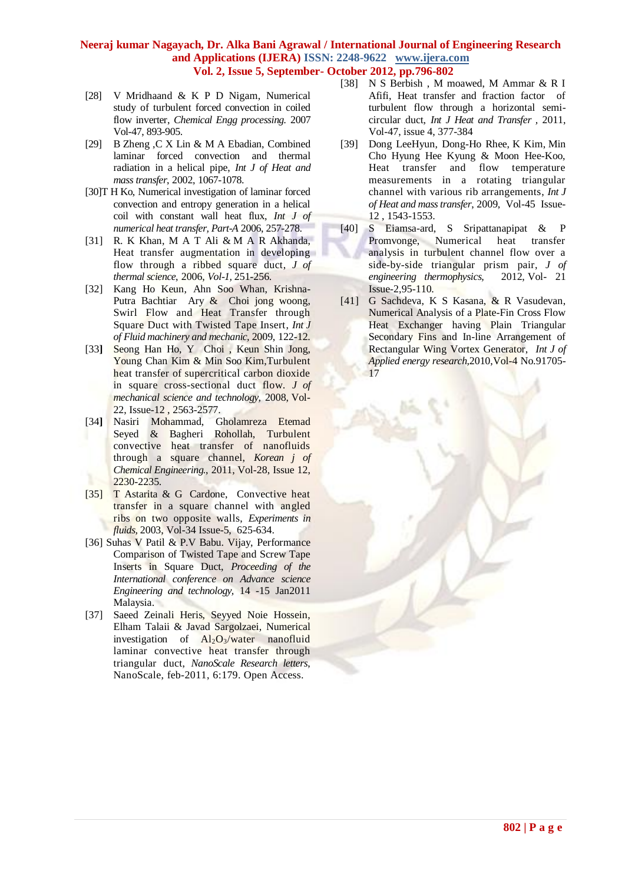[28] V Mridhaand & K P D Nigam, Numerical study of turbulent forced convection in coiled flow inverter, *Chemical Engg processing.* 2007 Vol-47, 893-905.

[29] B Zheng ,C X Lin & M A Ebadian, Combined laminar forced convection and thermal radiation in a helical pipe, *Int J of Heat and mass transfer*, 2002, 1067-1078.

[30]T H Ko, Numerical investigation of laminar forced convection and entropy generation in a helical coil with constant wall heat flux, *Int J of numerical heat transfer, Part-A* 2006, 257-278.

[31] R. K Khan, M A T Ali & M A R Akhanda, Heat transfer augmentation in developing flow through a ribbed square duct, *J of thermal science*, 2006, *Vol-1*, 251-256.

[32] Kang Ho Keun, Ahn Soo Whan, Krishna-Putra Bachtiar Ary & Choi jong woong, Swirl Flow and Heat Transfer through Square Duct with Twisted Tape Insert, *Int J of Fluid machinery and mechanic*, 2009, 122-12.

[33] Seong Han Ho, Y Choi , Keun Shin Jong, Young Chan Kim & Min Soo Kim,Turbulent heat transfer of supercritical carbon dioxide in square cross-sectional duct flow. *J of mechanical science and technology,* 2008, Vol-22, Issue-12 , 2563-2577.

[34] Nasiri Mohammad, Gholamreza Etemad Seyed & Bagheri Rohollah, Turbulent convective heat transfer of nanofluids through a square channel, *Korean j of Chemical Engineering.*, 2011, Vol-28, Issue 12, 2230-2235.

[35] T Astarita & G Cardone, Convective heat transfer in a square channel with angled ribs on two opposite walls, *Experiments in fluids,* 2003, Vol-34 Issue-5, 625-634.

[36] Suhas V Patil & P.V Babu. Vijay, Performance Comparison of Twisted Tape and Screw Tape Inserts in Square Duct, *Proceeding of the International conference on Advance science Engineering and technology,* 14 -15 Jan2011 Malaysia.

[37] Saeed Zeinali Heris, Seyyed Noie Hossein, Elham Talaii & Javad Sargolzaei, Numerical investigation of $Al_2O_3$/water nanofluid laminar convective heat transfer through triangular duct, *NanoScale Research letters*, NanoScale, feb-2011, 6:179. Open Access.

[38] N S Berbish , M moawed, M Ammar & R I Afifi, Heat transfer and fraction factor of turbulent flow through a horizontal semi-circular duct, *Int J Heat and Transfer* , 2011, Vol-47, issue 4, 377-384

[39] Dong LeeHyun, Dong-Ho Rhee, K Kim, Min Cho Hyung Hee Kyung & Moon Hee-Koo, Heat transfer and flow temperature measurements in a rotating triangular channel with various rib arrangements, *Int J of Heat and mass transfer*, 2009, Vol-45 Issue-12 , 1543-1553.

[40] S Eiamsa-ard, S Sripattanapipat & P Promvonge, Numerical heat transfer analysis in turbulent channel flow over a side-by-side triangular prism pair, *J of engineering thermophysics,* 2012, Vol- 21 Issue-2,95-110.

[41] G Sachdeva, K S Kasana, & R Vasudevan, Numerical Analysis of a Plate-Fin Cross Flow Heat Exchanger having Plain Triangular Secondary Fins and In-line Arrangement of Rectangular Wing Vortex Generator, *Int J of Applied energy research*,2010,Vol-4 No.91705-17